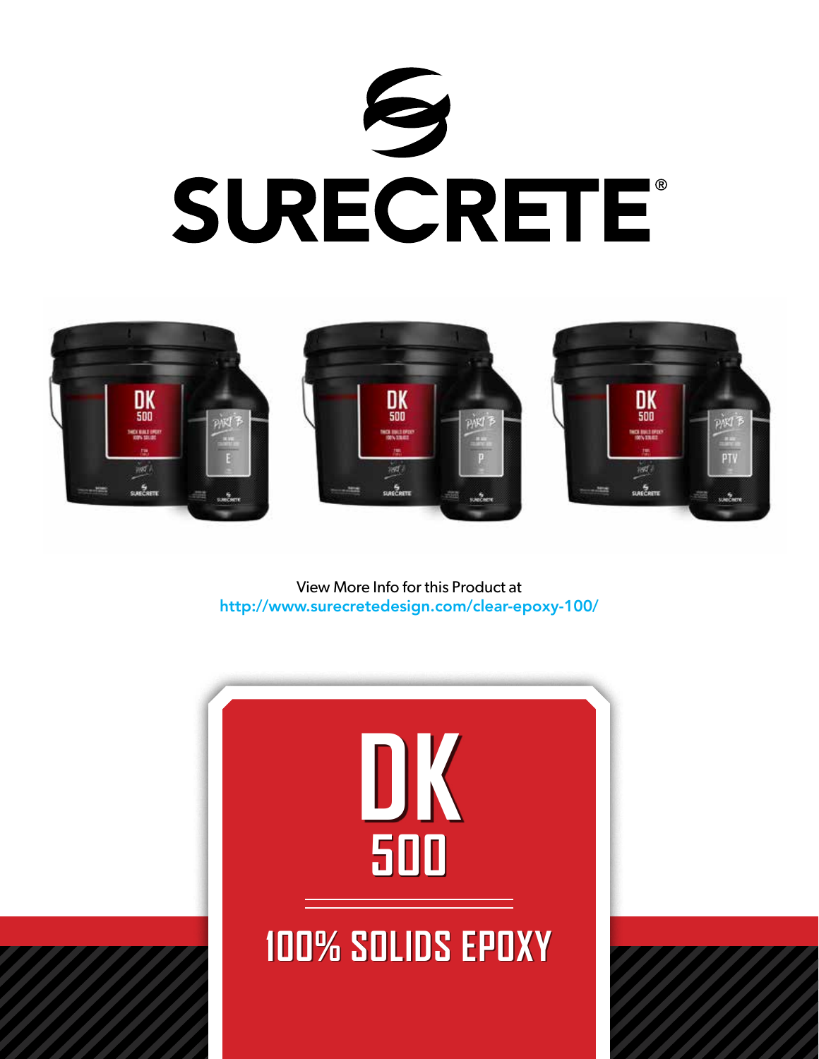# SURECRETE®

View More Info for this Product at
http://www.surecretedesign.com/clear-epoxy-100/

# DK 500

## 100% SOLIDS EPOXY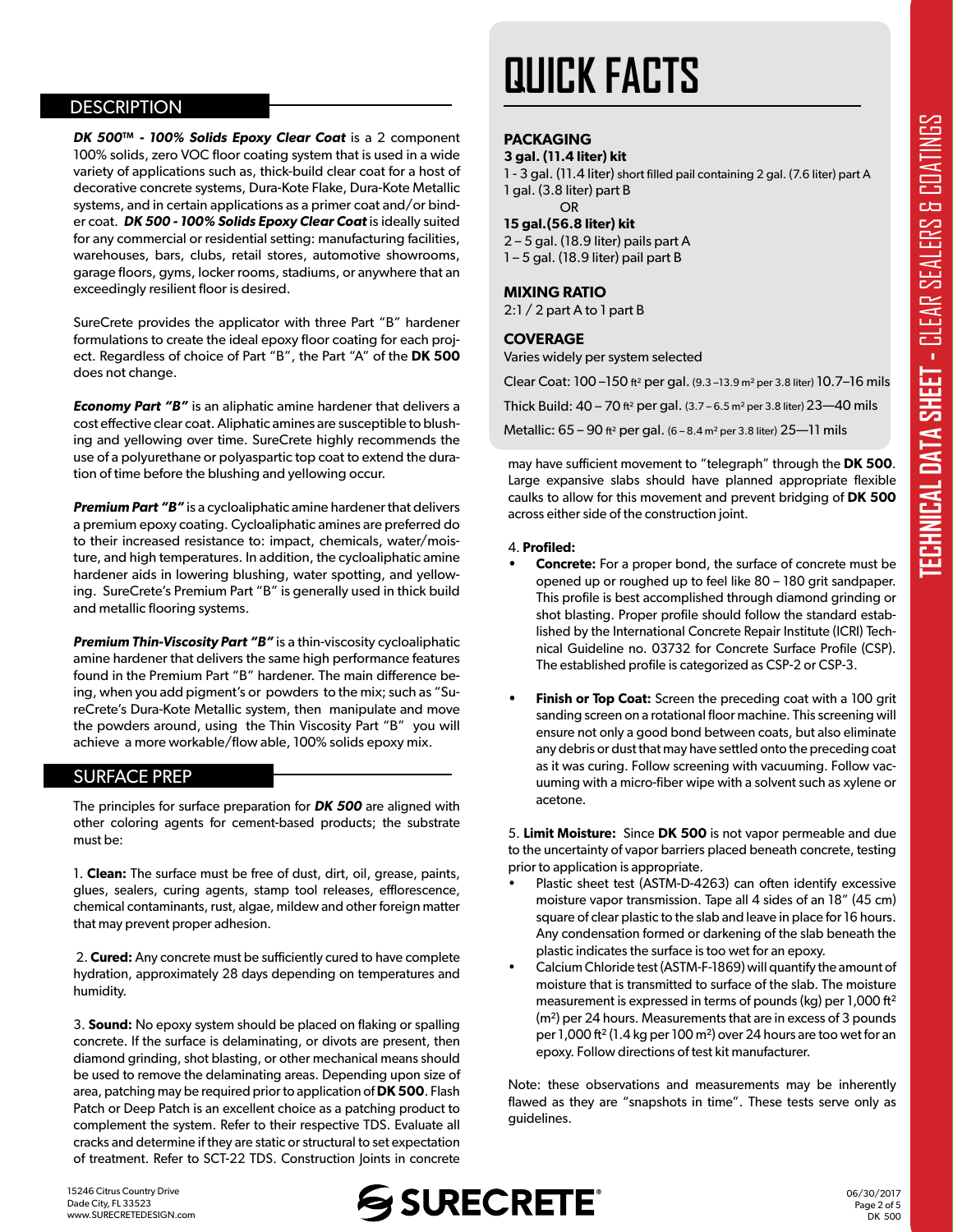## DESCRIPTION

***DK 500™ - 100% Solids Epoxy Clear Coat*** is a 2 component 100% solids, zero VOC floor coating system that is used in a wide variety of applications such as, thick-build clear coat for a host of decorative concrete systems, Dura-Kote Flake, Dura-Kote Metallic systems, and in certain applications as a primer coat and/or binder coat. ***DK 500 - 100% Solids Epoxy Clear Coat*** is ideally suited for any commercial or residential setting: manufacturing facilities, warehouses, bars, clubs, retail stores, automotive showrooms, garage floors, gyms, locker rooms, stadiums, or anywhere that an exceedingly resilient floor is desired.

SureCrete provides the applicator with three Part "B" hardener formulations to create the ideal epoxy floor coating for each project. Regardless of choice of Part "B", the Part "A" of the **DK 500** does not change.

***Economy Part "B"*** is an aliphatic amine hardener that delivers a cost effective clear coat. Aliphatic amines are susceptible to blushing and yellowing over time. SureCrete highly recommends the use of a polyurethane or polyaspartic top coat to extend the duration of time before the blushing and yellowing occur.

***Premium Part "B"*** is a cycloaliphatic amine hardener that delivers a premium epoxy coating. Cycloaliphatic amines are preferred do to their increased resistance to: impact, chemicals, water/moisture, and high temperatures. In addition, the cycloaliphatic amine hardener aids in lowering blushing, water spotting, and yellowing. SureCrete's Premium Part "B" is generally used in thick build and metallic flooring systems.

***Premium Thin-Viscosity Part "B"*** is a thin-viscosity cycloaliphatic amine hardener that delivers the same high performance features found in the Premium Part "B" hardener. The main difference being, when you add pigment's or powders to the mix; such as "SureCrete's Dura-Kote Metallic system, then manipulate and move the powders around, using the Thin Viscosity Part "B" you will achieve a more workable/flow able, 100% solids epoxy mix.

## SURFACE PREP

The principles for surface preparation for ***DK 500*** are aligned with other coloring agents for cement-based products; the substrate must be:

1. **Clean:** The surface must be free of dust, dirt, oil, grease, paints, glues, sealers, curing agents, stamp tool releases, efflorescence, chemical contaminants, rust, algae, mildew and other foreign matter that may prevent proper adhesion.

2. **Cured:** Any concrete must be sufficiently cured to have complete hydration, approximately 28 days depending on temperatures and humidity.

3. **Sound:** No epoxy system should be placed on flaking or spalling concrete. If the surface is delaminating, or divots are present, then diamond grinding, shot blasting, or other mechanical means should be used to remove the delaminating areas. Depending upon size of area, patching may be required prior to application of **DK 500**. Flash Patch or Deep Patch is an excellent choice as a patching product to complement the system. Refer to their respective TDS. Evaluate all cracks and determine if they are static or structural to set expectation of treatment. Refer to SCT-22 TDS. Construction Joints in concrete may have sufficient movement to "telegraph" through the **DK 500**. Large expansive slabs should have planned appropriate flexible caulks to allow for this movement and prevent bridging of **DK 500** across either side of the construction joint.

4. **Profiled:**

- **Concrete:** For a proper bond, the surface of concrete must be opened up or roughed up to feel like 80 – 180 grit sandpaper. This profile is best accomplished through diamond grinding or shot blasting. Proper profile should follow the standard established by the International Concrete Repair Institute (ICRI) Technical Guideline no. 03732 for Concrete Surface Profile (CSP). The established profile is categorized as CSP-2 or CSP-3.
- **Finish or Top Coat:** Screen the preceding coat with a 100 grit sanding screen on a rotational floor machine. This screening will ensure not only a good bond between coats, but also eliminate any debris or dust that may have settled onto the preceding coat as it was curing. Follow screening with vacuuming. Follow vacuuming with a micro-fiber wipe with a solvent such as xylene or acetone.

5. **Limit Moisture:** Since **DK 500** is not vapor permeable and due to the uncertainty of vapor barriers placed beneath concrete, testing prior to application is appropriate.

- Plastic sheet test (ASTM-D-4263) can often identify excessive moisture vapor transmission. Tape all 4 sides of an 18" (45 cm) square of clear plastic to the slab and leave in place for 16 hours. Any condensation formed or darkening of the slab beneath the plastic indicates the surface is too wet for an epoxy.
- Calcium Chloride test (ASTM-F-1869) will quantify the amount of moisture that is transmitted to surface of the slab. The moisture measurement is expressed in terms of pounds (kg) per 1,000 ft$^2$ (m$^2$) per 24 hours. Measurements that are in excess of 3 pounds per 1,000 ft$^2$ (1.4 kg per 100 m$^2$) over 24 hours are too wet for an epoxy. Follow directions of test kit manufacturer.

Note: these observations and measurements may be inherently flawed as they are "snapshots in time". These tests serve only as guidelines.

# QUICK FACTS

### PACKAGING

**3 gal. (11.4 liter) kit**
1 - 3 gal. (11.4 liter) short filled pail containing 2 gal. (7.6 liter) part A
1 gal. (3.8 liter) part B

OR

**15 gal.(56.8 liter) kit**
2 – 5 gal. (18.9 liter) pails part A
1 – 5 gal. (18.9 liter) pail part B

### MIXING RATIO

2:1 / 2 part A to 1 part B

### COVERAGE

Varies widely per system selected

Clear Coat: 100 –150 ft$^2$ per gal. (9.3 –13.9 m$^2$ per 3.8 liter) 10.7–16 mils

Thick Build: 40 – 70 ft$^2$ per gal. (3.7 – 6.5 m$^2$ per 3.8 liter) 23—40 mils

Metallic: 65 – 90 ft$^2$ per gal. (6 – 8.4 m$^2$ per 3.8 liter) 25—11 mils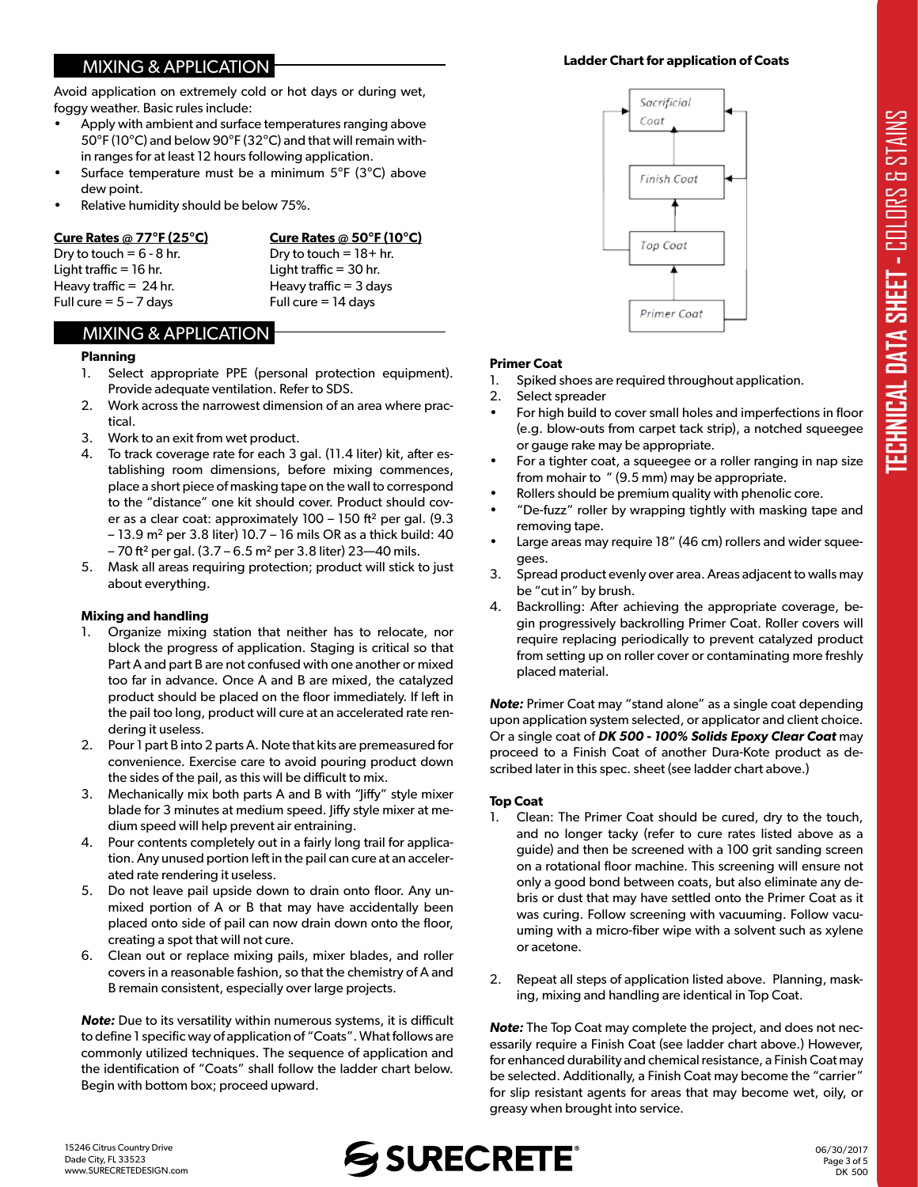## MIXING & APPLICATION

Avoid application on extremely cold or hot days or during wet, foggy weather. Basic rules include:

- Apply with ambient and surface temperatures ranging above 50°F (10°C) and below 90°F (32°C) and that will remain within ranges for at least 12 hours following application.
- Surface temperature must be a minimum 5°F (3°C) above dew point.
- Relative humidity should be below 75%.

**Cure Rates @ 77°F (25°C)**
Dry to touch = 6 - 8 hr.
Light traffic = 16 hr.
Heavy traffic = 24 hr.
Full cure = 5 – 7 days

**Cure Rates @ 50°F (10°C)**
Dry to touch = 18+ hr.
Light traffic = 30 hr.
Heavy traffic = 3 days
Full cure = 14 days

## MIXING & APPLICATION

### Planning

1. Select appropriate PPE (personal protection equipment). Provide adequate ventilation. Refer to SDS.
2. Work across the narrowest dimension of an area where practical.
3. Work to an exit from wet product.
4. To track coverage rate for each 3 gal. (11.4 liter) kit, after establishing room dimensions, before mixing commences, place a short piece of masking tape on the wall to correspond to the "distance" one kit should cover. Product should cover as a clear coat: approximately 100 – 150 ft² per gal. (9.3 – 13.9 m² per 3.8 liter) 10.7 – 16 mils OR as a thick build: 40 – 70 ft² per gal. (3.7 – 6.5 m² per 3.8 liter) 23—40 mils.
5. Mask all areas requiring protection; product will stick to just about everything.

### Mixing and handling

1. Organize mixing station that neither has to relocate, nor block the progress of application. Staging is critical so that Part A and part B are not confused with one another or mixed too far in advance. Once A and B are mixed, the catalyzed product should be placed on the floor immediately. If left in the pail too long, product will cure at an accelerated rate rendering it useless.
2. Pour 1 part B into 2 parts A. Note that kits are premeasured for convenience. Exercise care to avoid pouring product down the sides of the pail, as this will be difficult to mix.
3. Mechanically mix both parts A and B with "Jiffy" style mixer blade for 3 minutes at medium speed. Jiffy style mixer at medium speed will help prevent air entraining.
4. Pour contents completely out in a fairly long trail for application. Any unused portion left in the pail can cure at an accelerated rate rendering it useless.
5. Do not leave pail upside down to drain onto floor. Any unmixed portion of A or B that may have accidentally been placed onto side of pail can now drain down onto the floor, creating a spot that will not cure.
6. Clean out or replace mixing pails, mixer blades, and roller covers in a reasonable fashion, so that the chemistry of A and B remain consistent, especially over large projects.

***Note:*** Due to its versatility within numerous systems, it is difficult to define 1 specific way of application of "Coats". What follows are commonly utilized techniques. The sequence of application and the identification of "Coats" shall follow the ladder chart below. Begin with bottom box; proceed upward.

**Ladder Chart for application of Coats**

Sacrificial Coat
↑
Finish Coat
↑
Top Coat
↑
Primer Coat

### Primer Coat

1. Spiked shoes are required throughout application.
2. Select spreader
   - For high build to cover small holes and imperfections in floor (e.g. blow-outs from carpet tack strip), a notched squeegee or gauge rake may be appropriate.
   - For a tighter coat, a squeegee or a roller ranging in nap size from mohair to " (9.5 mm) may be appropriate.
   - Rollers should be premium quality with phenolic core.
   - "De-fuzz" roller by wrapping tightly with masking tape and removing tape.
   - Large areas may require 18" (46 cm) rollers and wider squeegees.
3. Spread product evenly over area. Areas adjacent to walls may be "cut in" by brush.
4. Backrolling: After achieving the appropriate coverage, begin progressively backrolling Primer Coat. Roller covers will require replacing periodically to prevent catalyzed product from setting up on roller cover or contaminating more freshly placed material.

***Note:*** Primer Coat may "stand alone" as a single coat depending upon application system selected, or applicator and client choice. Or a single coat of ***DK 500 - 100% Solids Epoxy Clear Coat*** may proceed to a Finish Coat of another Dura-Kote product as described later in this spec. sheet (see ladder chart above.)

### Top Coat

1. Clean: The Primer Coat should be cured, dry to the touch, and no longer tacky (refer to cure rates listed above as a guide) and then be screened with a 100 grit sanding screen on a rotational floor machine. This screening will ensure not only a good bond between coats, but also eliminate any debris or dust that may have settled onto the Primer Coat as it was curing. Follow screening with vacuuming. Follow vacuuming with a micro-fiber wipe with a solvent such as xylene or acetone.
2. Repeat all steps of application listed above. Planning, masking, mixing and handling are identical in Top Coat.

***Note:*** The Top Coat may complete the project, and does not necessarily require a Finish Coat (see ladder chart above.) However, for enhanced durability and chemical resistance, a Finish Coat may be selected. Additionally, a Finish Coat may become the "carrier" for slip resistant agents for areas that may become wet, oily, or greasy when brought into service.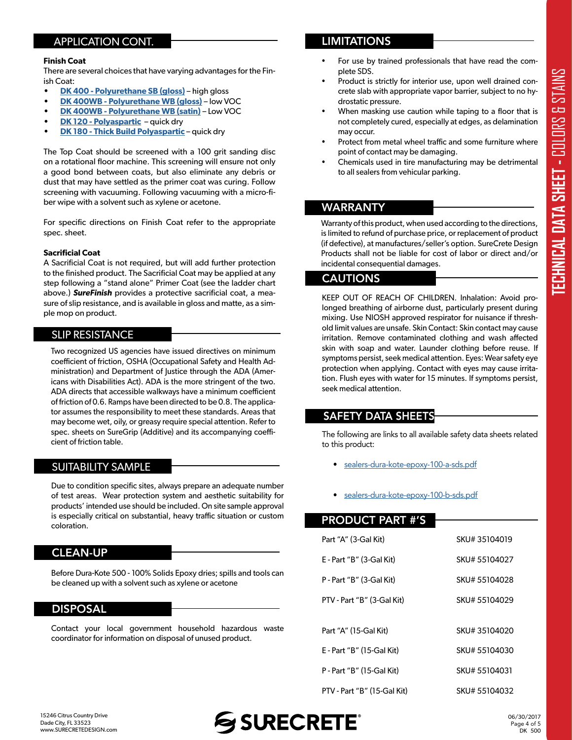## APPLICATION CONT.

**Finish Coat**

There are several choices that have varying advantages for the Finish Coat:

- **DK 400 - Polyurethane SB (gloss)** – high gloss
- **DK 400WB - Polyurethane WB (gloss)** – low VOC
- **DK 400WB - Polyurethane WB (satin)** – Low VOC
- **DK 120 - Polyaspartic** – quick dry
- **DK 180 - Thick Build Polyaspartic** – quick dry

The Top Coat should be screened with a 100 grit sanding disc on a rotational floor machine. This screening will ensure not only a good bond between coats, but also eliminate any debris or dust that may have settled as the primer coat was curing. Follow screening with vacuuming. Following vacuuming with a micro-fiber wipe with a solvent such as xylene or acetone.

For specific directions on Finish Coat refer to the appropriate spec. sheet.

**Sacrificial Coat**

A Sacrificial Coat is not required, but will add further protection to the finished product. The Sacrificial Coat may be applied at any step following a "stand alone" Primer Coat (see the ladder chart above.) ***SureFinish*** provides a protective sacrificial coat, a measure of slip resistance, and is available in gloss and matte, as a simple mop on product.

## SLIP RESISTANCE

Two recognized US agencies have issued directives on minimum coefficient of friction, OSHA (Occupational Safety and Health Administration) and Department of Justice through the ADA (Americans with Disabilities Act). ADA is the more stringent of the two. ADA directs that accessible walkways have a minimum coefficient of friction of 0.6. Ramps have been directed to be 0.8. The applicator assumes the responsibility to meet these standards. Areas that may become wet, oily, or greasy require special attention. Refer to spec. sheets on SureGrip (Additive) and its accompanying coefficient of friction table.

## SUITABILITY SAMPLE

Due to condition specific sites, always prepare an adequate number of test areas. Wear protection system and aesthetic suitability for products' intended use should be included. On site sample approval is especially critical on substantial, heavy traffic situation or custom coloration.

## CLEAN-UP

Before Dura-Kote 500 - 100% Solids Epoxy dries; spills and tools can be cleaned up with a solvent such as xylene or acetone

## DISPOSAL

Contact your local government household hazardous waste coordinator for information on disposal of unused product.

## LIMITATIONS

- For use by trained professionals that have read the complete SDS.
- Product is strictly for interior use, upon well drained concrete slab with appropriate vapor barrier, subject to no hydrostatic pressure.
- When masking use caution while taping to a floor that is not completely cured, especially at edges, as delamination may occur.
- Protect from metal wheel traffic and some furniture where point of contact may be damaging.
- Chemicals used in tire manufacturing may be detrimental to all sealers from vehicular parking.

## WARRANTY

Warranty of this product, when used according to the directions, is limited to refund of purchase price, or replacement of product (if defective), at manufactures/seller's option. SureCrete Design Products shall not be liable for cost of labor or direct and/or incidental consequential damages.

## CAUTIONS

KEEP OUT OF REACH OF CHILDREN. Inhalation: Avoid prolonged breathing of airborne dust, particularly present during mixing. Use NIOSH approved respirator for nuisance if threshold limit values are unsafe. Skin Contact: Skin contact may cause irritation. Remove contaminated clothing and wash affected skin with soap and water. Launder clothing before reuse. If symptoms persist, seek medical attention. Eyes: Wear safety eye protection when applying. Contact with eyes may cause irritation. Flush eyes with water for 15 minutes. If symptoms persist, seek medical attention.

## SAFETY DATA SHEETS

The following are links to all available safety data sheets related to this product:

- sealers-dura-kote-epoxy-100-a-sds.pdf
- sealers-dura-kote-epoxy-100-b-sds.pdf

## PRODUCT PART #'S

| Part | SKU |
|---|---|
| Part "A" (3-Gal Kit) | SKU# 35104019 |
| E - Part "B" (3-Gal Kit) | SKU# 55104027 |
| P - Part "B" (3-Gal Kit) | SKU# 55104028 |
| PTV - Part "B" (3-Gal Kit) | SKU# 55104029 |
| Part "A" (15-Gal Kit) | SKU# 35104020 |
| E - Part "B" (15-Gal Kit) | SKU# 55104030 |
| P - Part "B" (15-Gal Kit) | SKU# 55104031 |
| PTV - Part "B" (15-Gal Kit) | SKU# 55104032 |

15246 Citrus Country Drive
Dade City, FL 33523
www.SURECRETEDESIGN.com

06/30/2017
DK 500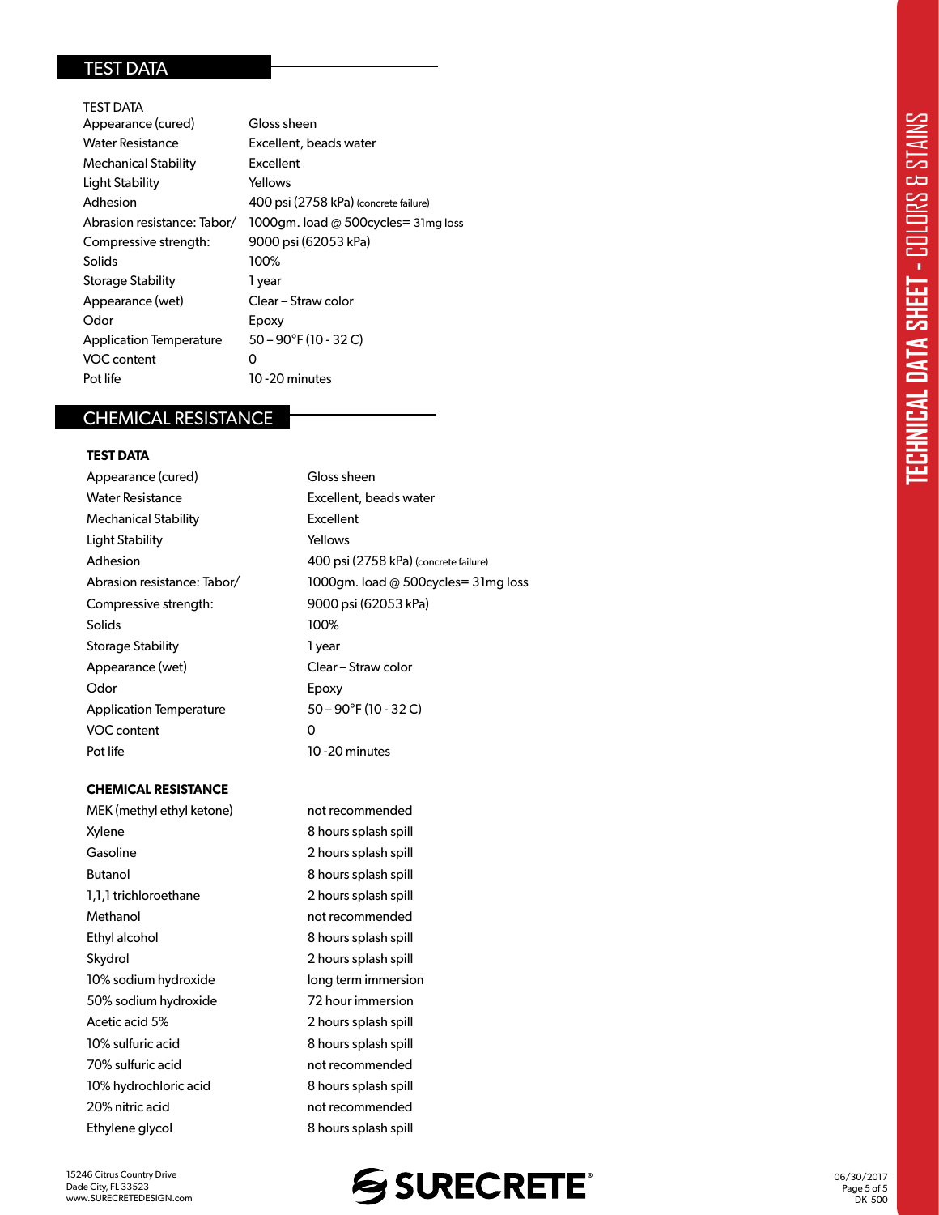## TEST DATA

| | |
|---|---|
| TEST DATA | |
| Appearance (cured) | Gloss sheen |
| Water Resistance | Excellent, beads water |
| Mechanical Stability | Excellent |
| Light Stability | Yellows |
| Adhesion | 400 psi (2758 kPa) (concrete failure) |
| Abrasion resistance: Tabor/ | 1000gm. load @ 500cycles= 31mg loss |
| Compressive strength: | 9000 psi (62053 kPa) |
| Solids | 100% |
| Storage Stability | 1 year |
| Appearance (wet) | Clear – Straw color |
| Odor | Epoxy |
| Application Temperature | 50 – 90°F (10 - 32 C) |
| VOC content | 0 |
| Pot life | 10 -20 minutes |

## CHEMICAL RESISTANCE

**TEST DATA**

| | |
|---|---|
| Appearance (cured) | Gloss sheen |
| Water Resistance | Excellent, beads water |
| Mechanical Stability | Excellent |
| Light Stability | Yellows |
| Adhesion | 400 psi (2758 kPa) (concrete failure) |
| Abrasion resistance: Tabor/ | 1000gm. load @ 500cycles= 31mg loss |
| Compressive strength: | 9000 psi (62053 kPa) |
| Solids | 100% |
| Storage Stability | 1 year |
| Appearance (wet) | Clear – Straw color |
| Odor | Epoxy |
| Application Temperature | 50 – 90°F (10 - 32 C) |
| VOC content | 0 |
| Pot life | 10 -20 minutes |

**CHEMICAL RESISTANCE**

| | |
|---|---|
| MEK (methyl ethyl ketone) | not recommended |
| Xylene | 8 hours splash spill |
| Gasoline | 2 hours splash spill |
| Butanol | 8 hours splash spill |
| 1,1,1 trichloroethane | 2 hours splash spill |
| Methanol | not recommended |
| Ethyl alcohol | 8 hours splash spill |
| Skydrol | 2 hours splash spill |
| 10% sodium hydroxide | long term immersion |
| 50% sodium hydroxide | 72 hour immersion |
| Acetic acid 5% | 2 hours splash spill |
| 10% sulfuric acid | 8 hours splash spill |
| 70% sulfuric acid | not recommended |
| 10% hydrochloric acid | 8 hours splash spill |
| 20% nitric acid | not recommended |
| Ethylene glycol | 8 hours splash spill |